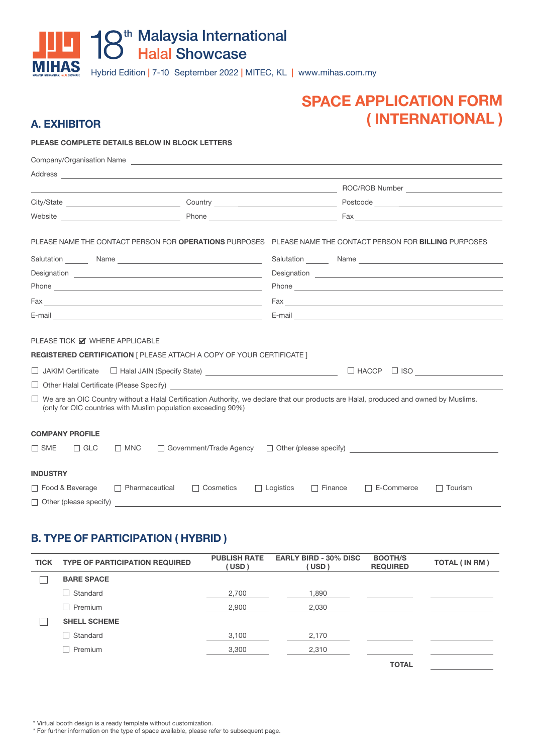# 18th Malaysia International Halal Showcase

Hybrid Edition | 7-10 September 2022 | MITEC, KL | www.mihas.com.my

## SPACE APPLICATION FORM ( INTERNATIONAL )

## A. EXHIBITOR

**PLEASE COMPLETE DETAILS BELOW IN BLOCK LETTERS**

Company/Organisation Name ______________________________

Address ______________________________

______________________________ ROC/ROB Number ______________

City/State ______________ Country ______________ Postcode ______________

Website ______________ Phone ______________ Fax ______________

PLEASE NAME THE CONTACT PERSON FOR **OPERATIONS** PURPOSES

Salutation ______ Name ______________________

Designation ______________________

Phone ______________________

Fax ______________________

E-mail ______________________

PLEASE NAME THE CONTACT PERSON FOR **BILLING** PURPOSES

Salutation ______ Name ______________________

Designation ______________________

Phone ______________________

Fax ______________________

E-mail ______________________

PLEASE TICK ☑ WHERE APPLICABLE

**REGISTERED CERTIFICATION** [ PLEASE ATTACH A COPY OF YOUR CERTIFICATE ]

☐ JAKIM Certificate ☐ Halal JAIN (Specify State) ______________ ☐ HACCP ☐ ISO ______________

☐ Other Halal Certificate (Please Specify) ______________________________

☐ We are an OIC Country without a Halal Certification Authority, we declare that our products are Halal, produced and owned by Muslims. (only for OIC countries with Muslim population exceeding 90%)

**COMPANY PROFILE**

☐ SME ☐ GLC ☐ MNC ☐ Government/Trade Agency ☐ Other (please specify) ______________

**INDUSTRY**

☐ Food & Beverage ☐ Pharmaceutical ☐ Cosmetics ☐ Logistics ☐ Finance ☐ E-Commerce ☐ Tourism

☐ Other (please specify) ______________________________

## B. TYPE OF PARTICIPATION ( HYBRID )

| TICK | TYPE OF PARTICIPATION REQUIRED | PUBLISH RATE ( USD ) | EARLY BIRD - 30% DISC ( USD ) | BOOTH/S REQUIRED | TOTAL ( IN RM ) |
|---|---|---|---|---|---|
| ☐ | **BARE SPACE** | | | | |
| | ☐ Standard | 2,700 | 1,890 | | |
| | ☐ Premium | 2,900 | 2,030 | | |
| ☐ | **SHELL SCHEME** | | | | |
| | ☐ Standard | 3,100 | 2,170 | | |
| | ☐ Premium | 3,300 | 2,310 | | |
| | | | | **TOTAL** | |

* Virtual booth design is a ready template without customization.
* For further information on the type of space available, please refer to subsequent page.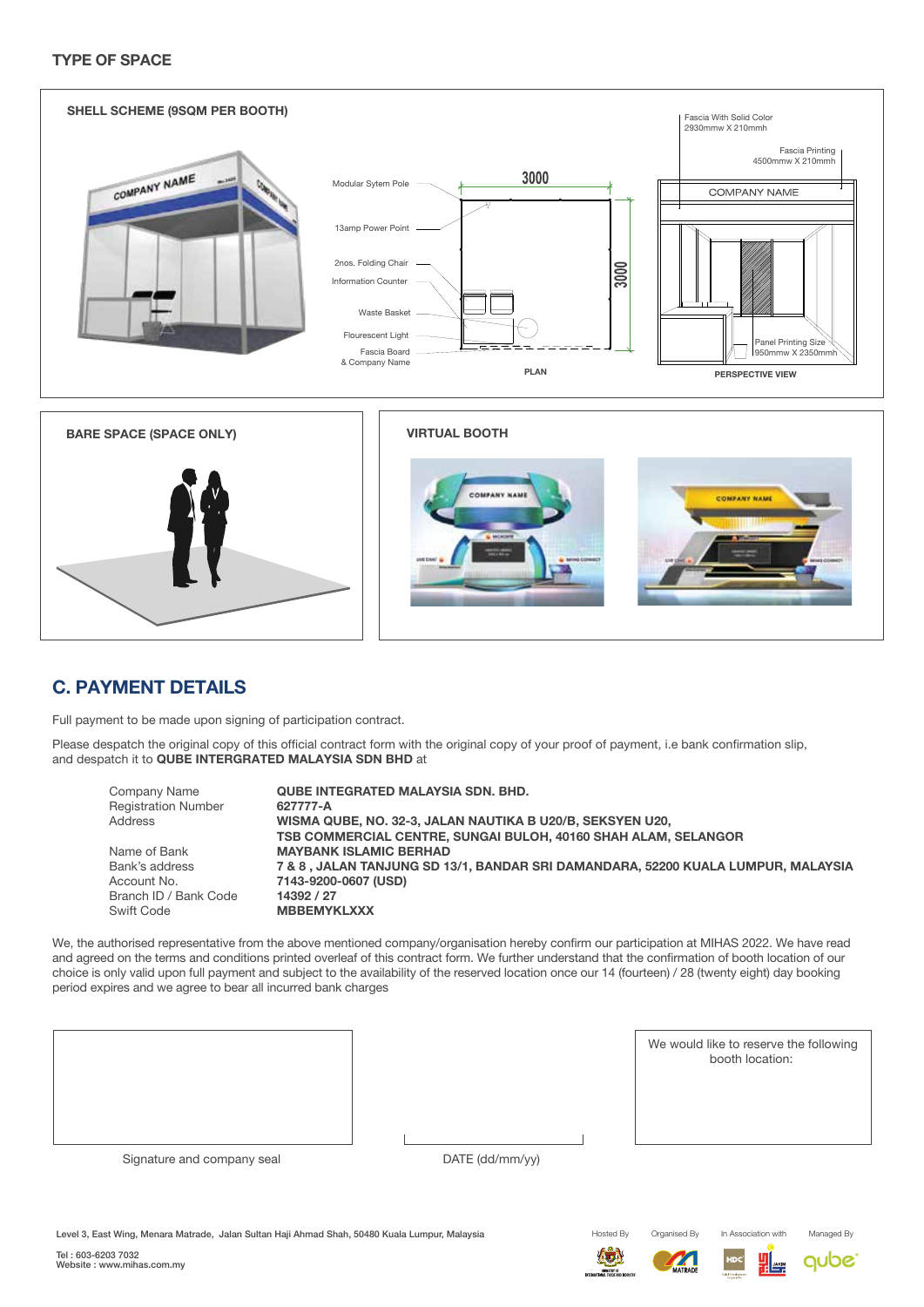## TYPE OF SPACE

### SHELL SCHEME (9SQM PER BOOTH)

Modular Sytem Pole

13amp Power Point

2nos. Folding Chair

Information Counter

Waste Basket

Flourescent Light

Fascia Board & Company Name

3000

3000

PLAN

Fascia With Solid Color 2930mmw X 210mmh

Fascia Printing 4500mmw X 210mmh

COMPANY NAME

Panel Printing Size 950mmw X 2350mmh

PERSPECTIVE VIEW

### BARE SPACE (SPACE ONLY)

### VIRTUAL BOOTH

## C. PAYMENT DETAILS

Full payment to be made upon signing of participation contract.

Please despatch the original copy of this official contract form with the original copy of your proof of payment, i.e bank confirmation slip, and despatch it to **QUBE INTERGRATED MALAYSIA SDN BHD** at

| | |
|---|---|
| Company Name | **QUBE INTEGRATED MALAYSIA SDN. BHD.** |
| Registration Number | **627777-A** |
| Address | **WISMA QUBE, NO. 32-3, JALAN NAUTIKA B U20/B, SEKSYEN U20, TSB COMMERCIAL CENTRE, SUNGAI BULOH, 40160 SHAH ALAM, SELANGOR** |
| Name of Bank | **MAYBANK ISLAMIC BERHAD** |
| Bank's address | **7 & 8 , JALAN TANJUNG SD 13/1, BANDAR SRI DAMANDARA, 52200 KUALA LUMPUR, MALAYSIA** |
| Account No. | **7143-9200-0607 (USD)** |
| Branch ID / Bank Code | **14392 / 27** |
| Swift Code | **MBBEMYKLXXX** |

We, the authorised representative from the above mentioned company/organisation hereby confirm our participation at MIHAS 2022. We have read and agreed on the terms and conditions printed overleaf of this contract form. We further understand that the confirmation of booth location of our choice is only valid upon full payment and subject to the availability of the reserved location once our 14 (fourteen) / 28 (twenty eight) day booking period expires and we agree to bear all incurred bank charges

Signature and company seal

DATE (dd/mm/yy)

We would like to reserve the following booth location:

Level 3, East Wing, Menara Matrade, Jalan Sultan Haji Ahmad Shah, 50480 Kuala Lumpur, Malaysia

Tel : 603-6203 7032
Website : www.mihas.com.my

Hosted By | Organised By | In Association with | Managed By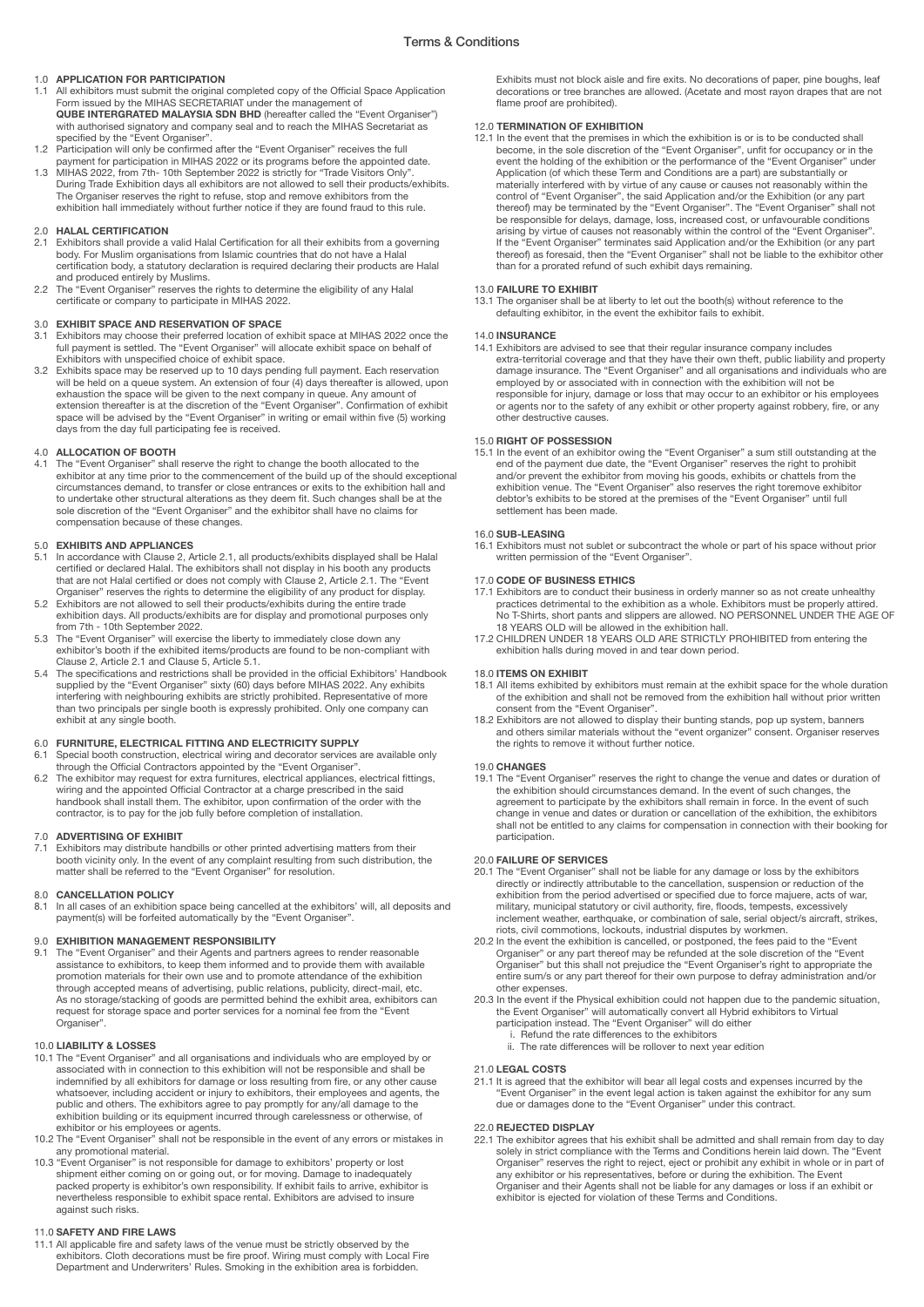# Terms & Conditions

## 1.0 APPLICATION FOR PARTICIPATION

1.1 All exhibitors must submit the original completed copy of the Official Space Application Form issued by the MIHAS SECRETARIAT under the management of **QUBE INTERGRATED MALAYSIA SDN BHD** (hereafter called the "Event Organiser") with authorised signatory and company seal and to reach the MIHAS Secretariat as specified by the "Event Organiser".

1.2 Participation will only be confirmed after the "Event Organiser" receives the full payment for participation in MIHAS 2022 or its programs before the appointed date.

1.3 MIHAS 2022, from 7th- 10th September 2022 is strictly for "Trade Visitors Only". During Trade Exhibition days all exhibitors are not allowed to sell their products/exhibits. The Organiser reserves the right to refuse, stop and remove exhibitors from the exhibition hall immediately without further notice if they are found fraud to this rule.

## 2.0 HALAL CERTIFICATION

2.1 Exhibitors shall provide a valid Halal Certification for all their exhibits from a governing body. For Muslim organisations from Islamic countries that do not have a Halal certification body, a statutory declaration is required declaring their products are Halal and produced entirely by Muslims.

2.2 The "Event Organiser" reserves the rights to determine the eligibility of any Halal certificate or company to participate in MIHAS 2022.

## 3.0 EXHIBIT SPACE AND RESERVATION OF SPACE

3.1 Exhibitors may choose their preferred location of exhibit space at MIHAS 2022 once the full payment is settled. The "Event Organiser" will allocate exhibit space on behalf of Exhibitors with unspecified choice of exhibit space.

3.2 Exhibits space may be reserved up to 10 days pending full payment. Each reservation will be held on a queue system. An extension of four (4) days thereafter is allowed, upon exhaustion the space will be given to the next company in queue. Any amount of extension thereafter is at the discretion of the "Event Organiser". Confirmation of exhibit space will be advised by the "Event Organiser" in writing or email within five (5) working days from the day full participating fee is received.

## 4.0 ALLOCATION OF BOOTH

4.1 The "Event Organiser" shall reserve the right to change the booth allocated to the exhibitor at any time prior to the commencement of the build up of the should exceptional circumstances demand, to transfer or close entrances or exits to the exhibition hall and to undertake other structural alterations as they deem fit. Such changes shall be at the sole discretion of the "Event Organiser" and the exhibitor shall have no claims for compensation because of these changes.

## 5.0 EXHIBITS AND APPLIANCES

5.1 In accordance with Clause 2, Article 2.1, all products/exhibits displayed shall be Halal certified or declared Halal. The exhibitors shall not display in his booth any products that are not Halal certified or does not comply with Clause 2, Article 2.1. The "Event Organiser" reserves the rights to determine the eligibility of any product for display.

5.2 Exhibitors are not allowed to sell their products/exhibits during the entire trade exhibition days. All products/exhibits are for display and promotional purposes only from 7th - 10th September 2022.

5.3 The "Event Organiser" will exercise the liberty to immediately close down any exhibitor's booth if the exhibited items/products are found to be non-compliant with Clause 2, Article 2.1 and Clause 5, Article 5.1.

5.4 The specifications and restrictions shall be provided in the official Exhibitors' Handbook supplied by the "Event Organiser" sixty (60) days before MIHAS 2022. Any exhibits interfering with neighbouring exhibits are strictly prohibited. Representative of more than two principals per single booth is expressly prohibited. Only one company can exhibit at any single booth.

## 6.0 FURNITURE, ELECTRICAL FITTING AND ELECTRICITY SUPPLY

6.1 Special booth construction, electrical wiring and decorator services are available only through the Official Contractors appointed by the "Event Organiser".

6.2 The exhibitor may request for extra furnitures, electrical appliances, electrical fittings, wiring and the appointed Official Contractor at a charge prescribed in the said handbook shall install them. The exhibitor, upon confirmation of the order with the contractor, is to pay for the job fully before completion of installation.

## 7.0 ADVERTISING OF EXHIBIT

7.1 Exhibitors may distribute handbills or other printed advertising matters from their booth vicinity only. In the event of any complaint resulting from such distribution, the matter shall be referred to the "Event Organiser" for resolution.

## 8.0 CANCELLATION POLICY

8.1 In all cases of an exhibition space being cancelled at the exhibitors' will, all deposits and payment(s) will be forfeited automatically by the "Event Organiser".

## 9.0 EXHIBITION MANAGEMENT RESPONSIBILITY

9.1 The "Event Organiser" and their Agents and partners agrees to render reasonable assistance to exhibitors, to keep them informed and to provide them with available promotion materials for their own use and to promote attendance of the exhibition through accepted means of advertising, public relations, publicity, direct-mail, etc. As no storage/stacking of goods are permitted behind the exhibit area, exhibitors can request for storage space and porter services for a nominal fee from the "Event Organiser".

## 10.0 LIABILITY & LOSSES

10.1 The "Event Organiser" and all organisations and individuals who are employed by or associated with in connection to this exhibition will not be responsible and shall be indemnified by all exhibitors for damage or loss resulting from fire, or any other cause whatsoever, including accident or injury to exhibitors, their employees and agents, the public and others. The exhibitors agree to pay promptly for any/all damage to the exhibition building or its equipment incurred through carelessness or otherwise, of exhibitor or his employees or agents.

10.2 The "Event Organiser" shall not be responsible in the event of any errors or mistakes in any promotional material.

10.3 "Event Organiser" is not responsible for damage to exhibitors' property or lost shipment either coming on or going out, or for moving. Damage to inadequately packed property is exhibitor's own responsibility. If exhibit fails to arrive, exhibitor is nevertheless responsible to exhibit space rental. Exhibitors are advised to insure against such risks.

## 11.0 SAFETY AND FIRE LAWS

11.1 All applicable fire and safety laws of the venue must be strictly observed by the exhibitors. Cloth decorations must be fire proof. Wiring must comply with Local Fire Department and Underwriters' Rules. Smoking in the exhibition area is forbidden.

Exhibits must not block aisle and fire exits. No decorations of paper, pine boughs, leaf decorations or tree branches are allowed. (Acetate and most rayon drapes that are not flame proof are prohibited).

## 12.0 TERMINATION OF EXHIBITION

12.1 In the event that the premises in which the exhibition is or is to be conducted shall become, in the sole discretion of the "Event Organiser", unfit for occupancy or in the event the holding of the exhibition or the performance of the "Event Organiser" under Application (of which these Term and Conditions are a part) are substantially or materially interfered with by virtue of any cause or causes not reasonably within the control of "Event Organiser", the said Application and/or the Exhibition (or any part thereof) may be terminated by the "Event Organiser". The "Event Organiser" shall not be responsible for delays, damage, loss, increased cost, or unfavourable conditions arising by virtue of causes not reasonably within the control of the "Event Organiser". If the "Event Organiser" terminates said Application and/or the Exhibition (or any part thereof) as foresaid, then the "Event Organiser" shall not be liable to the exhibitor other than for a prorated refund of such exhibit days remaining.

## 13.0 FAILURE TO EXHIBIT

13.1 The organiser shall be at liberty to let out the booth(s) without reference to the defaulting exhibitor, in the event the exhibitor fails to exhibit.

## 14.0 INSURANCE

14.1 Exhibitors are advised to see that their regular insurance company includes extra-territorial coverage and that they have their own theft, public liability and property damage insurance. The "Event Organiser" and all organisations and individuals who are employed by or associated with in connection with the exhibition will not be responsible for injury, damage or loss that may occur to an exhibitor or his employees or agents nor to the safety of any exhibit or other property against robbery, fire, or any other destructive causes.

## 15.0 RIGHT OF POSSESSION

15.1 In the event of an exhibitor owing the "Event Organiser" a sum still outstanding at the end of the payment due date, the "Event Organiser" reserves the right to prohibit and/or prevent the exhibitor from moving his goods, exhibits or chattels from the exhibition venue. The "Event Organiser" also reserves the right toremove exhibitor debtor's exhibits to be stored at the premises of the "Event Organiser" until full settlement has been made.

## 16.0 SUB-LEASING

16.1 Exhibitors must not sublet or subcontract the whole or part of his space without prior written permission of the "Event Organiser".

## 17.0 CODE OF BUSINESS ETHICS

17.1 Exhibitors are to conduct their business in orderly manner so as not create unhealthy practices detrimental to the exhibition as a whole. Exhibitors must be properly attired. No T-Shirts, short pants and slippers are allowed. NO PERSONNEL UNDER THE AGE OF 18 YEARS OLD will be allowed in the exhibition hall.

17.2 CHILDREN UNDER 18 YEARS OLD ARE STRICTLY PROHIBITED from entering the exhibition halls during moved in and tear down period.

## 18.0 ITEMS ON EXHIBIT

18.1 All items exhibited by exhibitors must remain at the exhibit space for the whole duration of the exhibition and shall not be removed from the exhibition hall without prior written consent from the "Event Organiser".

18.2 Exhibitors are not allowed to display their bunting stands, pop up system, banners and others similar materials without the "event organizer" consent. Organiser reserves the rights to remove it without further notice.

## 19.0 CHANGES

19.1 The "Event Organiser" reserves the right to change the venue and dates or duration of the exhibition should circumstances demand. In the event of such changes, the agreement to participate by the exhibitors shall remain in force. In the event of such change in venue and dates or duration or cancellation of the exhibition, the exhibitors shall not be entitled to any claims for compensation in connection with their booking for participation.

## 20.0 FAILURE OF SERVICES

20.1 The "Event Organiser" shall not be liable for any damage or loss by the exhibitors directly or indirectly attributable to the cancellation, suspension or reduction of the exhibition from the period advertised or specified due to force majuere, acts of war, military, municipal statutory or civil authority, fire, floods, tempests, excessively inclement weather, earthquake, or combination of sale, serial object/s aircraft, strikes, riots, civil commotions, lockouts, industrial disputes by workmen.

20.2 In the event the exhibition is cancelled, or postponed, the fees paid to the "Event Organiser" or any part thereof may be refunded at the sole discretion of the "Event Organiser" but this shall not prejudice the "Event Organiser's right to appropriate the entire sum/s or any part thereof for their own purpose to defray administration and/or other expenses.

20.3 In the event if the Physical exhibition could not happen due to the pandemic situation, the Event Organiser" will automatically convert all Hybrid exhibitors to Virtual participation instead. The "Event Organiser" will do either
   i. Refund the rate differences to the exhibitors
   ii. The rate differences will be rollover to next year edition

## 21.0 LEGAL COSTS

21.1 It is agreed that the exhibitor will bear all legal costs and expenses incurred by the "Event Organiser" in the event legal action is taken against the exhibitor for any sum due or damages done to the "Event Organiser" under this contract.

## 22.0 REJECTED DISPLAY

22.1 The exhibitor agrees that his exhibit shall be admitted and shall remain from day to day solely in strict compliance with the Terms and Conditions herein laid down. The "Event Organiser" reserves the right to reject, eject or prohibit any exhibit in whole or in part of any exhibitor or his representatives, before or during the exhibition. The Event Organiser and their Agents shall not be liable for any damages or loss if an exhibit or exhibitor is ejected for violation of these Terms and Conditions.